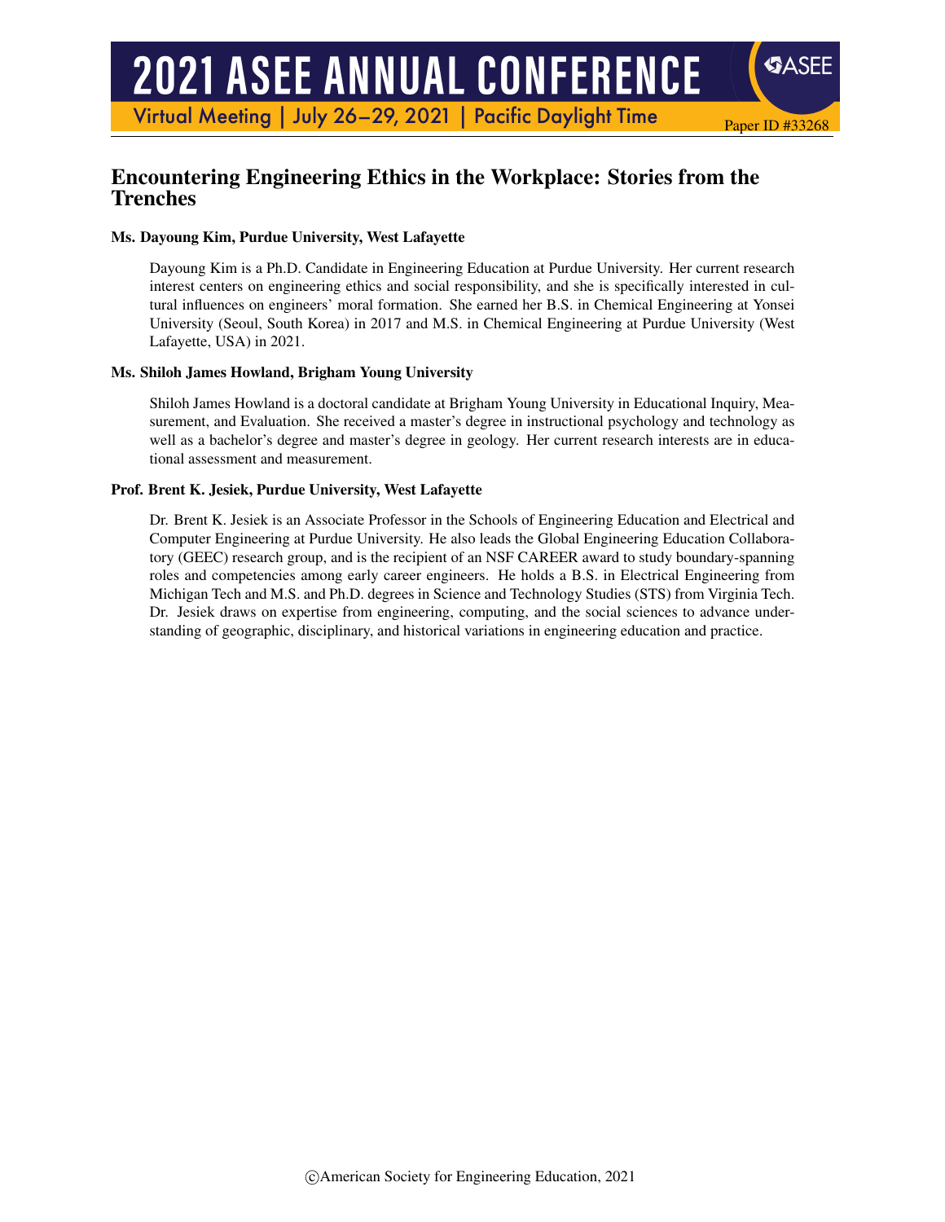Paper ID #33268

# Encountering Engineering Ethics in the Workplace: Stories from the Trenches

**Ms. Dayoung Kim, Purdue University, West Lafayette**

Dayoung Kim is a Ph.D. Candidate in Engineering Education at Purdue University. Her current research interest centers on engineering ethics and social responsibility, and she is specifically interested in cultural influences on engineers' moral formation. She earned her B.S. in Chemical Engineering at Yonsei University (Seoul, South Korea) in 2017 and M.S. in Chemical Engineering at Purdue University (West Lafayette, USA) in 2021.

**Ms. Shiloh James Howland, Brigham Young University**

Shiloh James Howland is a doctoral candidate at Brigham Young University in Educational Inquiry, Measurement, and Evaluation. She received a master's degree in instructional psychology and technology as well as a bachelor's degree and master's degree in geology. Her current research interests are in educational assessment and measurement.

**Prof. Brent K. Jesiek, Purdue University, West Lafayette**

Dr. Brent K. Jesiek is an Associate Professor in the Schools of Engineering Education and Electrical and Computer Engineering at Purdue University. He also leads the Global Engineering Education Collaboratory (GEEC) research group, and is the recipient of an NSF CAREER award to study boundary-spanning roles and competencies among early career engineers. He holds a B.S. in Electrical Engineering from Michigan Tech and M.S. and Ph.D. degrees in Science and Technology Studies (STS) from Virginia Tech. Dr. Jesiek draws on expertise from engineering, computing, and the social sciences to advance understanding of geographic, disciplinary, and historical variations in engineering education and practice.

©American Society for Engineering Education, 2021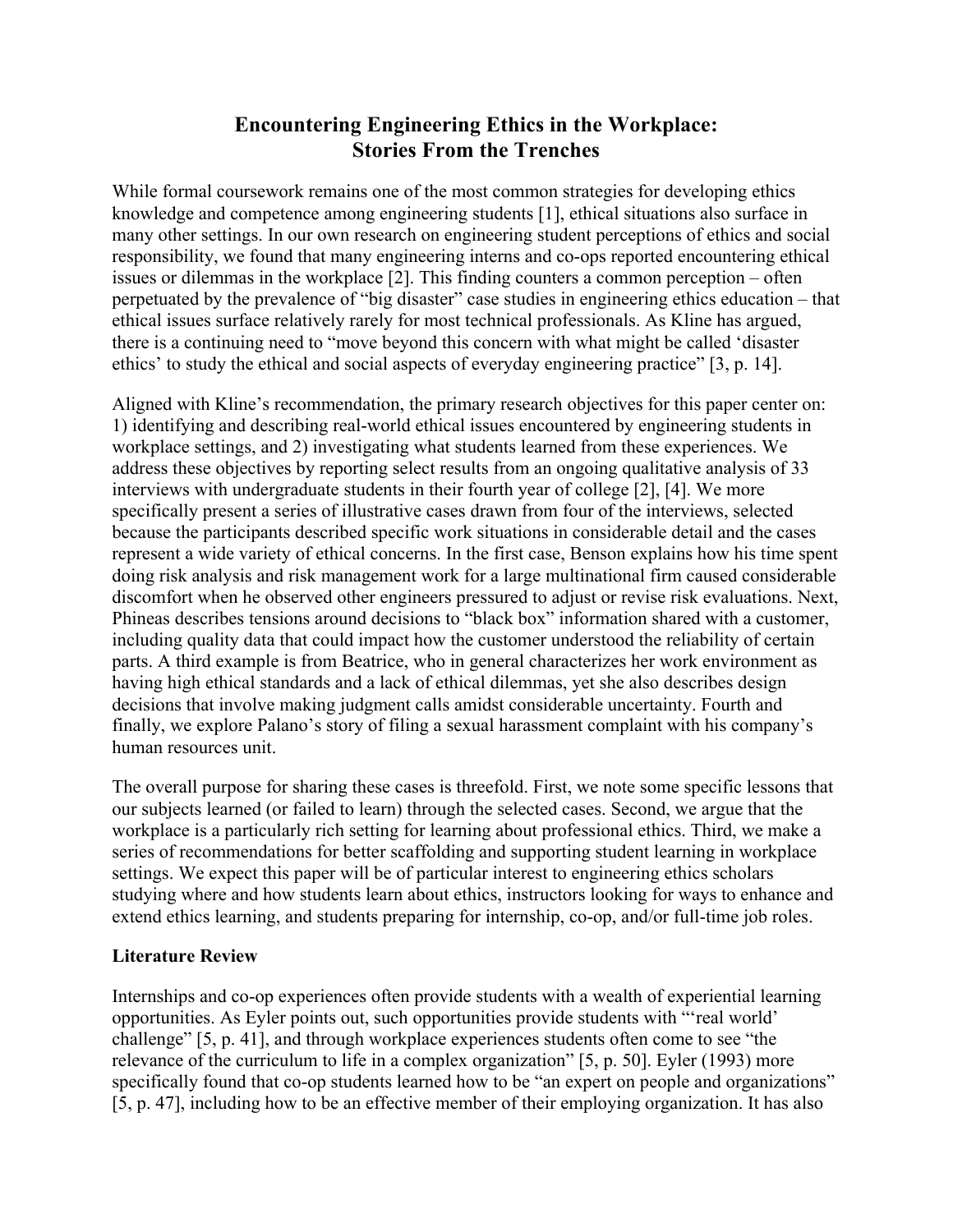# Encountering Engineering Ethics in the Workplace: Stories From the Trenches

While formal coursework remains one of the most common strategies for developing ethics knowledge and competence among engineering students [1], ethical situations also surface in many other settings. In our own research on engineering student perceptions of ethics and social responsibility, we found that many engineering interns and co-ops reported encountering ethical issues or dilemmas in the workplace [2]. This finding counters a common perception – often perpetuated by the prevalence of "big disaster" case studies in engineering ethics education – that ethical issues surface relatively rarely for most technical professionals. As Kline has argued, there is a continuing need to "move beyond this concern with what might be called 'disaster ethics' to study the ethical and social aspects of everyday engineering practice" [3, p. 14].

Aligned with Kline's recommendation, the primary research objectives for this paper center on: 1) identifying and describing real-world ethical issues encountered by engineering students in workplace settings, and 2) investigating what students learned from these experiences. We address these objectives by reporting select results from an ongoing qualitative analysis of 33 interviews with undergraduate students in their fourth year of college [2], [4]. We more specifically present a series of illustrative cases drawn from four of the interviews, selected because the participants described specific work situations in considerable detail and the cases represent a wide variety of ethical concerns. In the first case, Benson explains how his time spent doing risk analysis and risk management work for a large multinational firm caused considerable discomfort when he observed other engineers pressured to adjust or revise risk evaluations. Next, Phineas describes tensions around decisions to "black box" information shared with a customer, including quality data that could impact how the customer understood the reliability of certain parts. A third example is from Beatrice, who in general characterizes her work environment as having high ethical standards and a lack of ethical dilemmas, yet she also describes design decisions that involve making judgment calls amidst considerable uncertainty. Fourth and finally, we explore Palano's story of filing a sexual harassment complaint with his company's human resources unit.

The overall purpose for sharing these cases is threefold. First, we note some specific lessons that our subjects learned (or failed to learn) through the selected cases. Second, we argue that the workplace is a particularly rich setting for learning about professional ethics. Third, we make a series of recommendations for better scaffolding and supporting student learning in workplace settings. We expect this paper will be of particular interest to engineering ethics scholars studying where and how students learn about ethics, instructors looking for ways to enhance and extend ethics learning, and students preparing for internship, co-op, and/or full-time job roles.

## Literature Review

Internships and co-op experiences often provide students with a wealth of experiential learning opportunities. As Eyler points out, such opportunities provide students with "'real world' challenge" [5, p. 41], and through workplace experiences students often come to see "the relevance of the curriculum to life in a complex organization" [5, p. 50]. Eyler (1993) more specifically found that co-op students learned how to be "an expert on people and organizations" [5, p. 47], including how to be an effective member of their employing organization. It has also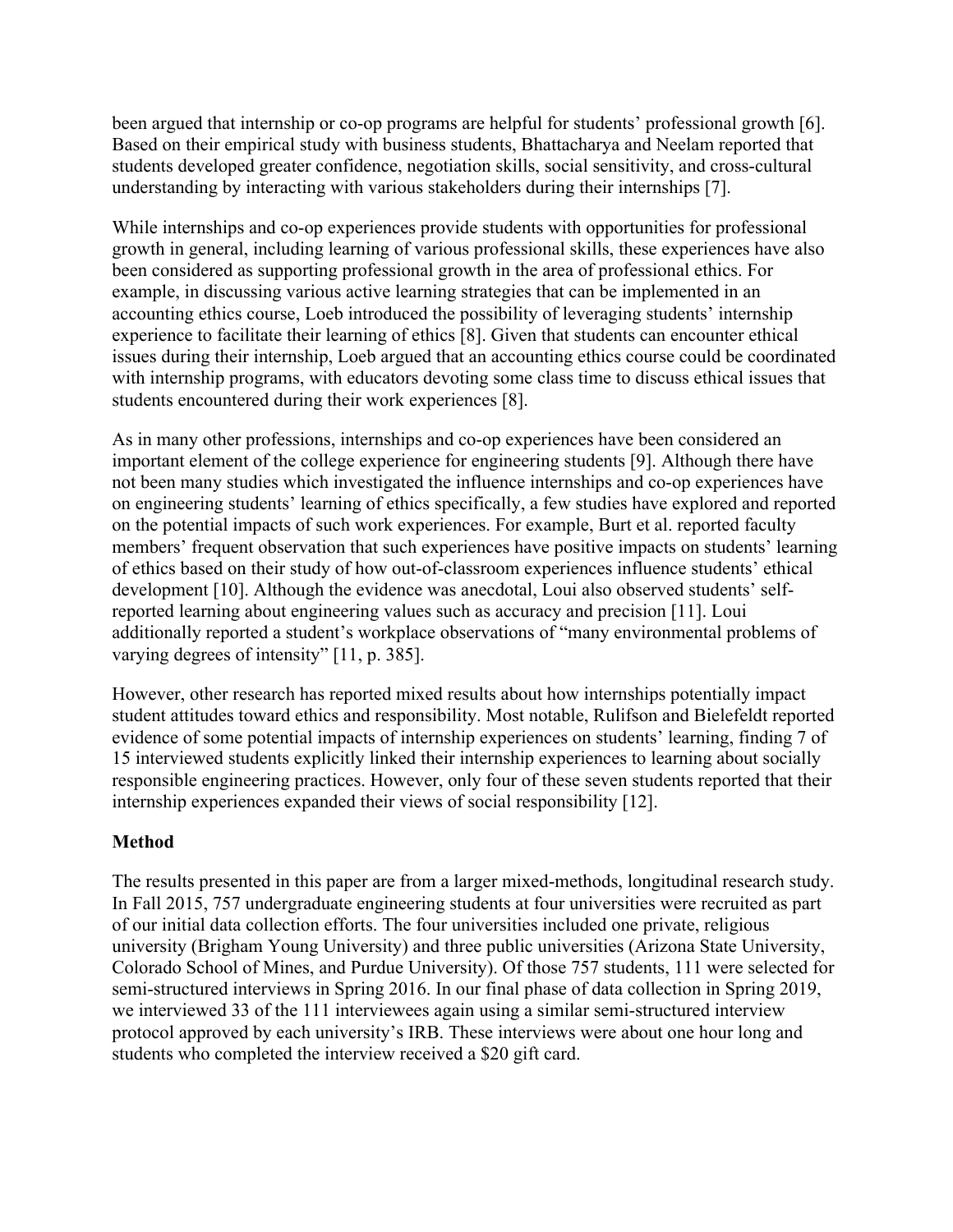been argued that internship or co-op programs are helpful for students' professional growth [6]. Based on their empirical study with business students, Bhattacharya and Neelam reported that students developed greater confidence, negotiation skills, social sensitivity, and cross-cultural understanding by interacting with various stakeholders during their internships [7].

While internships and co-op experiences provide students with opportunities for professional growth in general, including learning of various professional skills, these experiences have also been considered as supporting professional growth in the area of professional ethics. For example, in discussing various active learning strategies that can be implemented in an accounting ethics course, Loeb introduced the possibility of leveraging students' internship experience to facilitate their learning of ethics [8]. Given that students can encounter ethical issues during their internship, Loeb argued that an accounting ethics course could be coordinated with internship programs, with educators devoting some class time to discuss ethical issues that students encountered during their work experiences [8].

As in many other professions, internships and co-op experiences have been considered an important element of the college experience for engineering students [9]. Although there have not been many studies which investigated the influence internships and co-op experiences have on engineering students' learning of ethics specifically, a few studies have explored and reported on the potential impacts of such work experiences. For example, Burt et al. reported faculty members' frequent observation that such experiences have positive impacts on students' learning of ethics based on their study of how out-of-classroom experiences influence students' ethical development [10]. Although the evidence was anecdotal, Loui also observed students' self-reported learning about engineering values such as accuracy and precision [11]. Loui additionally reported a student's workplace observations of "many environmental problems of varying degrees of intensity" [11, p. 385].

However, other research has reported mixed results about how internships potentially impact student attitudes toward ethics and responsibility. Most notable, Rulifson and Bielefeldt reported evidence of some potential impacts of internship experiences on students' learning, finding 7 of 15 interviewed students explicitly linked their internship experiences to learning about socially responsible engineering practices. However, only four of these seven students reported that their internship experiences expanded their views of social responsibility [12].

## Method

The results presented in this paper are from a larger mixed-methods, longitudinal research study. In Fall 2015, 757 undergraduate engineering students at four universities were recruited as part of our initial data collection efforts. The four universities included one private, religious university (Brigham Young University) and three public universities (Arizona State University, Colorado School of Mines, and Purdue University). Of those 757 students, 111 were selected for semi-structured interviews in Spring 2016. In our final phase of data collection in Spring 2019, we interviewed 33 of the 111 interviewees again using a similar semi-structured interview protocol approved by each university's IRB. These interviews were about one hour long and students who completed the interview received a $20 gift card.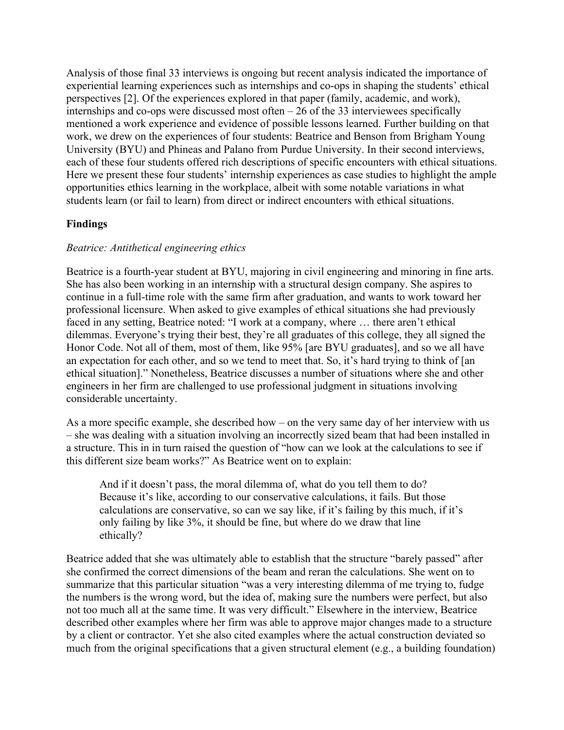Analysis of those final 33 interviews is ongoing but recent analysis indicated the importance of experiential learning experiences such as internships and co-ops in shaping the students' ethical perspectives [2]. Of the experiences explored in that paper (family, academic, and work), internships and co-ops were discussed most often – 26 of the 33 interviewees specifically mentioned a work experience and evidence of possible lessons learned. Further building on that work, we drew on the experiences of four students: Beatrice and Benson from Brigham Young University (BYU) and Phineas and Palano from Purdue University. In their second interviews, each of these four students offered rich descriptions of specific encounters with ethical situations. Here we present these four students' internship experiences as case studies to highlight the ample opportunities ethics learning in the workplace, albeit with some notable variations in what students learn (or fail to learn) from direct or indirect encounters with ethical situations.

**Findings**

*Beatrice: Antithetical engineering ethics*

Beatrice is a fourth-year student at BYU, majoring in civil engineering and minoring in fine arts. She has also been working in an internship with a structural design company. She aspires to continue in a full-time role with the same firm after graduation, and wants to work toward her professional licensure. When asked to give examples of ethical situations she had previously faced in any setting, Beatrice noted: "I work at a company, where … there aren't ethical dilemmas. Everyone's trying their best, they're all graduates of this college, they all signed the Honor Code. Not all of them, most of them, like 95% [are BYU graduates], and so we all have an expectation for each other, and so we tend to meet that. So, it's hard trying to think of [an ethical situation]." Nonetheless, Beatrice discusses a number of situations where she and other engineers in her firm are challenged to use professional judgment in situations involving considerable uncertainty.

As a more specific example, she described how – on the very same day of her interview with us – she was dealing with a situation involving an incorrectly sized beam that had been installed in a structure. This in in turn raised the question of "how can we look at the calculations to see if this different size beam works?" As Beatrice went on to explain:

> And if it doesn't pass, the moral dilemma of, what do you tell them to do? Because it's like, according to our conservative calculations, it fails. But those calculations are conservative, so can we say like, if it's failing by this much, if it's only failing by like 3%, it should be fine, but where do we draw that line ethically?

Beatrice added that she was ultimately able to establish that the structure "barely passed" after she confirmed the correct dimensions of the beam and reran the calculations. She went on to summarize that this particular situation "was a very interesting dilemma of me trying to, fudge the numbers is the wrong word, but the idea of, making sure the numbers were perfect, but also not too much all at the same time. It was very difficult." Elsewhere in the interview, Beatrice described other examples where her firm was able to approve major changes made to a structure by a client or contractor. Yet she also cited examples where the actual construction deviated so much from the original specifications that a given structural element (e.g., a building foundation)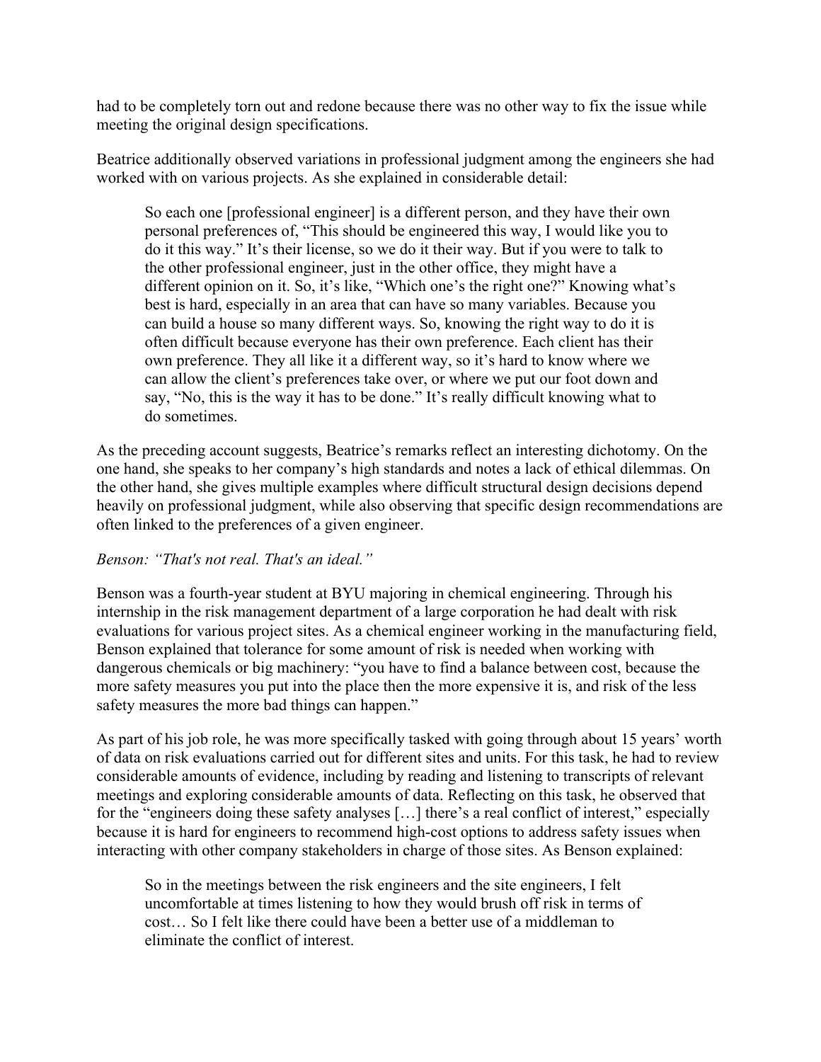had to be completely torn out and redone because there was no other way to fix the issue while meeting the original design specifications.

Beatrice additionally observed variations in professional judgment among the engineers she had worked with on various projects. As she explained in considerable detail:

> So each one [professional engineer] is a different person, and they have their own personal preferences of, "This should be engineered this way, I would like you to do it this way." It's their license, so we do it their way. But if you were to talk to the other professional engineer, just in the other office, they might have a different opinion on it. So, it's like, "Which one's the right one?" Knowing what's best is hard, especially in an area that can have so many variables. Because you can build a house so many different ways. So, knowing the right way to do it is often difficult because everyone has their own preference. Each client has their own preference. They all like it a different way, so it's hard to know where we can allow the client's preferences take over, or where we put our foot down and say, "No, this is the way it has to be done." It's really difficult knowing what to do sometimes.

As the preceding account suggests, Beatrice's remarks reflect an interesting dichotomy. On the one hand, she speaks to her company's high standards and notes a lack of ethical dilemmas. On the other hand, she gives multiple examples where difficult structural design decisions depend heavily on professional judgment, while also observing that specific design recommendations are often linked to the preferences of a given engineer.

*Benson: "That's not real. That's an ideal."*

Benson was a fourth-year student at BYU majoring in chemical engineering. Through his internship in the risk management department of a large corporation he had dealt with risk evaluations for various project sites. As a chemical engineer working in the manufacturing field, Benson explained that tolerance for some amount of risk is needed when working with dangerous chemicals or big machinery: "you have to find a balance between cost, because the more safety measures you put into the place then the more expensive it is, and risk of the less safety measures the more bad things can happen."

As part of his job role, he was more specifically tasked with going through about 15 years' worth of data on risk evaluations carried out for different sites and units. For this task, he had to review considerable amounts of evidence, including by reading and listening to transcripts of relevant meetings and exploring considerable amounts of data. Reflecting on this task, he observed that for the "engineers doing these safety analyses […] there's a real conflict of interest," especially because it is hard for engineers to recommend high-cost options to address safety issues when interacting with other company stakeholders in charge of those sites. As Benson explained:

> So in the meetings between the risk engineers and the site engineers, I felt uncomfortable at times listening to how they would brush off risk in terms of cost… So I felt like there could have been a better use of a middleman to eliminate the conflict of interest.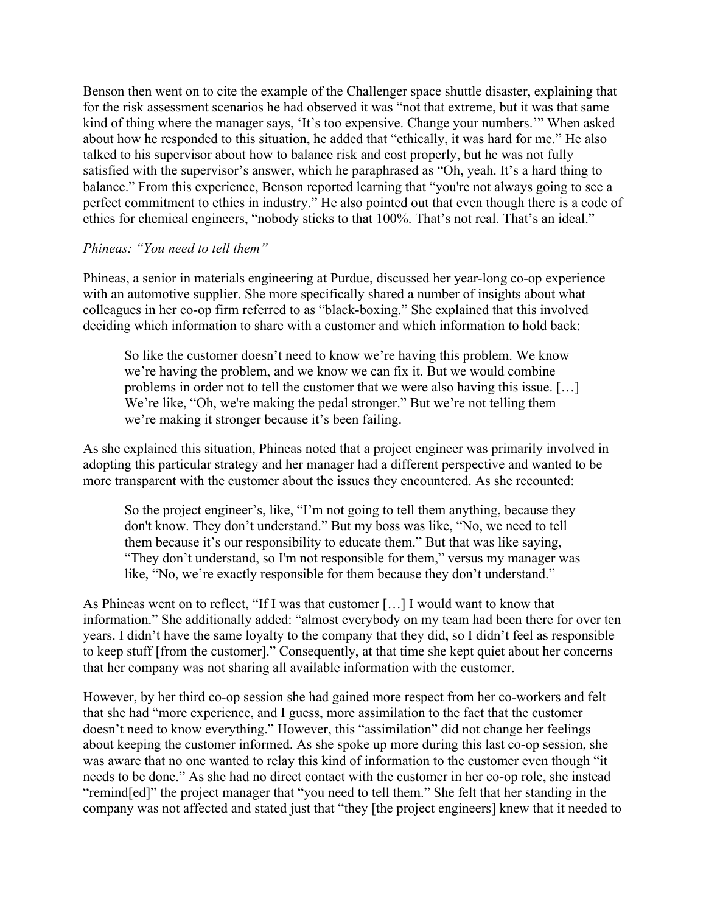Benson then went on to cite the example of the Challenger space shuttle disaster, explaining that for the risk assessment scenarios he had observed it was "not that extreme, but it was that same kind of thing where the manager says, 'It's too expensive. Change your numbers.'" When asked about how he responded to this situation, he added that "ethically, it was hard for me." He also talked to his supervisor about how to balance risk and cost properly, but he was not fully satisfied with the supervisor's answer, which he paraphrased as "Oh, yeah. It's a hard thing to balance." From this experience, Benson reported learning that "you're not always going to see a perfect commitment to ethics in industry." He also pointed out that even though there is a code of ethics for chemical engineers, "nobody sticks to that 100%. That's not real. That's an ideal."

*Phineas: "You need to tell them"*

Phineas, a senior in materials engineering at Purdue, discussed her year-long co-op experience with an automotive supplier. She more specifically shared a number of insights about what colleagues in her co-op firm referred to as "black-boxing." She explained that this involved deciding which information to share with a customer and which information to hold back:

> So like the customer doesn't need to know we're having this problem. We know we're having the problem, and we know we can fix it. But we would combine problems in order not to tell the customer that we were also having this issue. […] We're like, "Oh, we're making the pedal stronger." But we're not telling them we're making it stronger because it's been failing.

As she explained this situation, Phineas noted that a project engineer was primarily involved in adopting this particular strategy and her manager had a different perspective and wanted to be more transparent with the customer about the issues they encountered. As she recounted:

> So the project engineer's, like, "I'm not going to tell them anything, because they don't know. They don't understand." But my boss was like, "No, we need to tell them because it's our responsibility to educate them." But that was like saying, "They don't understand, so I'm not responsible for them," versus my manager was like, "No, we're exactly responsible for them because they don't understand."

As Phineas went on to reflect, "If I was that customer […] I would want to know that information." She additionally added: "almost everybody on my team had been there for over ten years. I didn't have the same loyalty to the company that they did, so I didn't feel as responsible to keep stuff [from the customer]." Consequently, at that time she kept quiet about her concerns that her company was not sharing all available information with the customer.

However, by her third co-op session she had gained more respect from her co-workers and felt that she had "more experience, and I guess, more assimilation to the fact that the customer doesn't need to know everything." However, this "assimilation" did not change her feelings about keeping the customer informed. As she spoke up more during this last co-op session, she was aware that no one wanted to relay this kind of information to the customer even though "it needs to be done." As she had no direct contact with the customer in her co-op role, she instead "remind[ed]" the project manager that "you need to tell them." She felt that her standing in the company was not affected and stated just that "they [the project engineers] knew that it needed to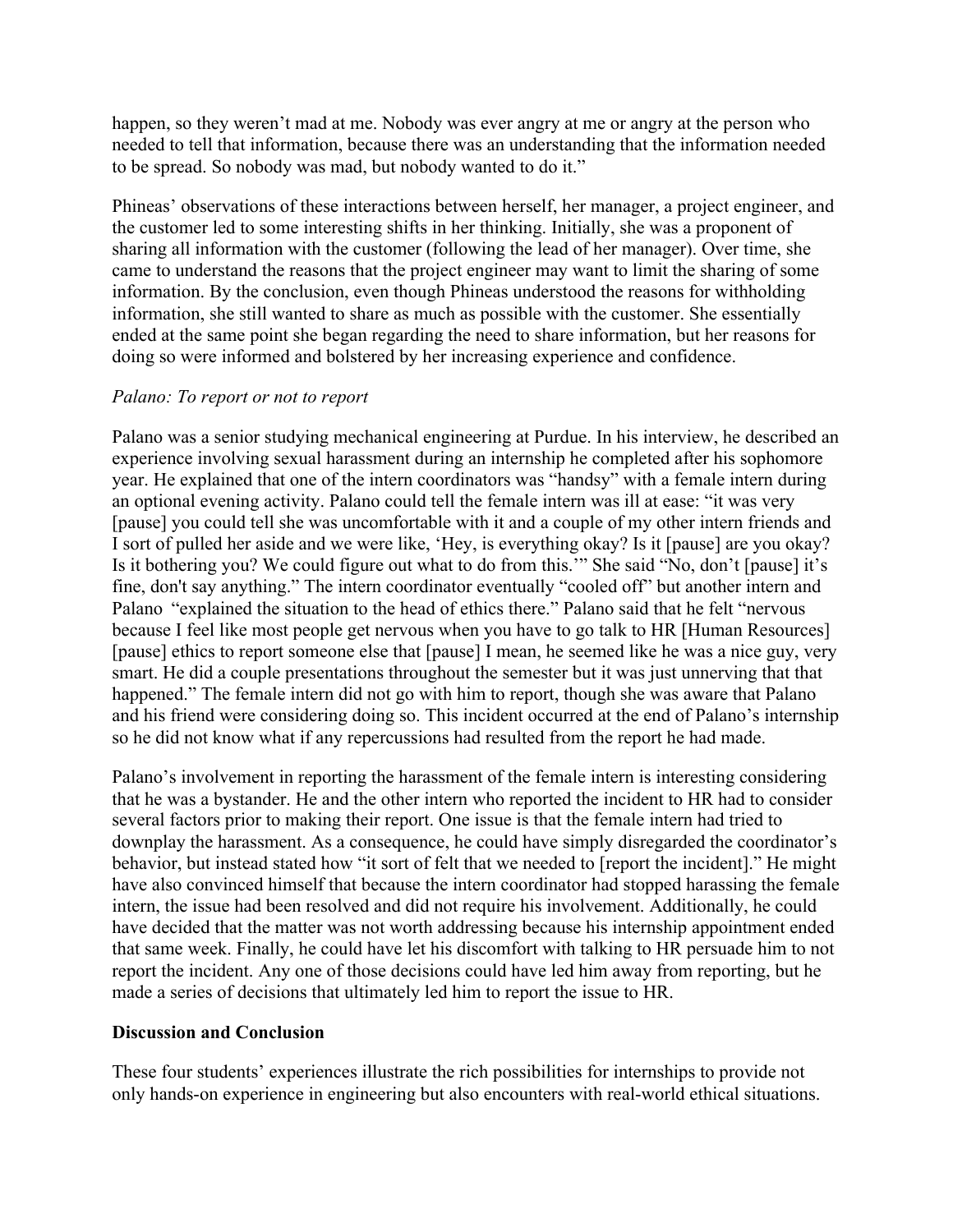happen, so they weren't mad at me. Nobody was ever angry at me or angry at the person who needed to tell that information, because there was an understanding that the information needed to be spread. So nobody was mad, but nobody wanted to do it."

Phineas' observations of these interactions between herself, her manager, a project engineer, and the customer led to some interesting shifts in her thinking. Initially, she was a proponent of sharing all information with the customer (following the lead of her manager). Over time, she came to understand the reasons that the project engineer may want to limit the sharing of some information. By the conclusion, even though Phineas understood the reasons for withholding information, she still wanted to share as much as possible with the customer. She essentially ended at the same point she began regarding the need to share information, but her reasons for doing so were informed and bolstered by her increasing experience and confidence.

*Palano: To report or not to report*

Palano was a senior studying mechanical engineering at Purdue. In his interview, he described an experience involving sexual harassment during an internship he completed after his sophomore year. He explained that one of the intern coordinators was "handsy" with a female intern during an optional evening activity. Palano could tell the female intern was ill at ease: "it was very [pause] you could tell she was uncomfortable with it and a couple of my other intern friends and I sort of pulled her aside and we were like, 'Hey, is everything okay? Is it [pause] are you okay? Is it bothering you? We could figure out what to do from this.'" She said "No, don't [pause] it's fine, don't say anything." The intern coordinator eventually "cooled off" but another intern and Palano "explained the situation to the head of ethics there." Palano said that he felt "nervous because I feel like most people get nervous when you have to go talk to HR [Human Resources] [pause] ethics to report someone else that [pause] I mean, he seemed like he was a nice guy, very smart. He did a couple presentations throughout the semester but it was just unnerving that that happened." The female intern did not go with him to report, though she was aware that Palano and his friend were considering doing so. This incident occurred at the end of Palano's internship so he did not know what if any repercussions had resulted from the report he had made.

Palano's involvement in reporting the harassment of the female intern is interesting considering that he was a bystander. He and the other intern who reported the incident to HR had to consider several factors prior to making their report. One issue is that the female intern had tried to downplay the harassment. As a consequence, he could have simply disregarded the coordinator's behavior, but instead stated how "it sort of felt that we needed to [report the incident]." He might have also convinced himself that because the intern coordinator had stopped harassing the female intern, the issue had been resolved and did not require his involvement. Additionally, he could have decided that the matter was not worth addressing because his internship appointment ended that same week. Finally, he could have let his discomfort with talking to HR persuade him to not report the incident. Any one of those decisions could have led him away from reporting, but he made a series of decisions that ultimately led him to report the issue to HR.

## Discussion and Conclusion

These four students' experiences illustrate the rich possibilities for internships to provide not only hands-on experience in engineering but also encounters with real-world ethical situations.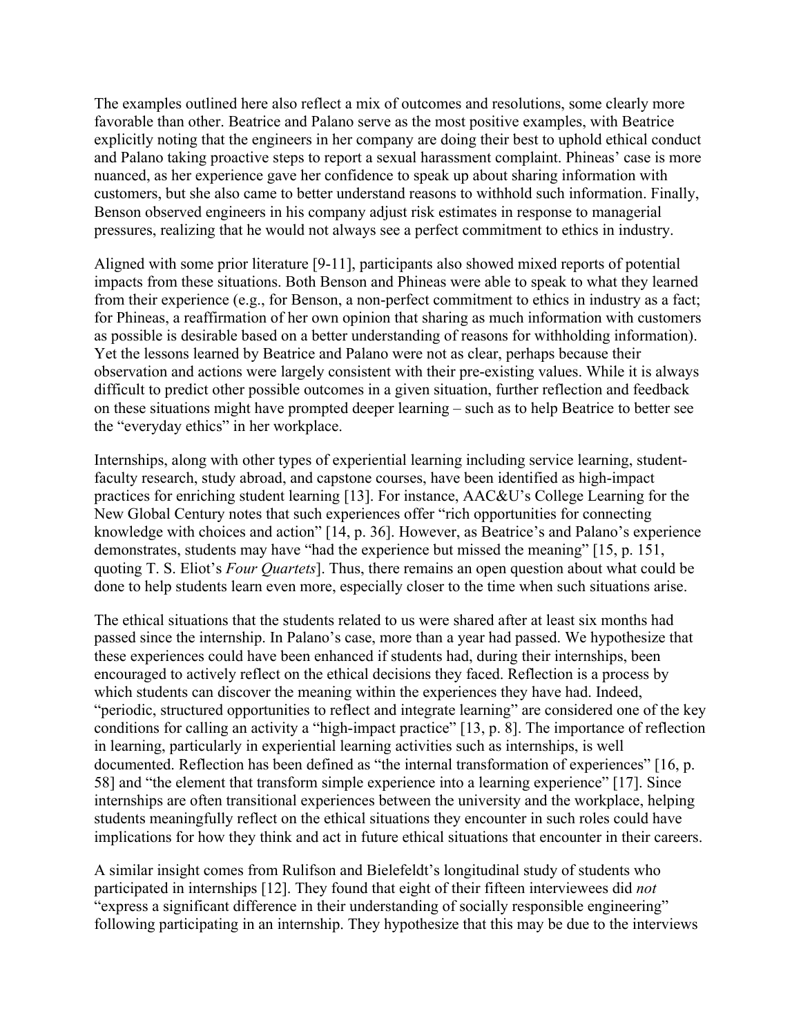The examples outlined here also reflect a mix of outcomes and resolutions, some clearly more favorable than other. Beatrice and Palano serve as the most positive examples, with Beatrice explicitly noting that the engineers in her company are doing their best to uphold ethical conduct and Palano taking proactive steps to report a sexual harassment complaint. Phineas' case is more nuanced, as her experience gave her confidence to speak up about sharing information with customers, but she also came to better understand reasons to withhold such information. Finally, Benson observed engineers in his company adjust risk estimates in response to managerial pressures, realizing that he would not always see a perfect commitment to ethics in industry.

Aligned with some prior literature [9-11], participants also showed mixed reports of potential impacts from these situations. Both Benson and Phineas were able to speak to what they learned from their experience (e.g., for Benson, a non-perfect commitment to ethics in industry as a fact; for Phineas, a reaffirmation of her own opinion that sharing as much information with customers as possible is desirable based on a better understanding of reasons for withholding information). Yet the lessons learned by Beatrice and Palano were not as clear, perhaps because their observation and actions were largely consistent with their pre-existing values. While it is always difficult to predict other possible outcomes in a given situation, further reflection and feedback on these situations might have prompted deeper learning – such as to help Beatrice to better see the "everyday ethics" in her workplace.

Internships, along with other types of experiential learning including service learning, student-faculty research, study abroad, and capstone courses, have been identified as high-impact practices for enriching student learning [13]. For instance, AAC&U's College Learning for the New Global Century notes that such experiences offer "rich opportunities for connecting knowledge with choices and action" [14, p. 36]. However, as Beatrice's and Palano's experience demonstrates, students may have "had the experience but missed the meaning" [15, p. 151, quoting T. S. Eliot's *Four Quartets*]. Thus, there remains an open question about what could be done to help students learn even more, especially closer to the time when such situations arise.

The ethical situations that the students related to us were shared after at least six months had passed since the internship. In Palano's case, more than a year had passed. We hypothesize that these experiences could have been enhanced if students had, during their internships, been encouraged to actively reflect on the ethical decisions they faced. Reflection is a process by which students can discover the meaning within the experiences they have had. Indeed, "periodic, structured opportunities to reflect and integrate learning" are considered one of the key conditions for calling an activity a "high-impact practice" [13, p. 8]. The importance of reflection in learning, particularly in experiential learning activities such as internships, is well documented. Reflection has been defined as "the internal transformation of experiences" [16, p. 58] and "the element that transform simple experience into a learning experience" [17]. Since internships are often transitional experiences between the university and the workplace, helping students meaningfully reflect on the ethical situations they encounter in such roles could have implications for how they think and act in future ethical situations that encounter in their careers.

A similar insight comes from Rulifson and Bielefeldt's longitudinal study of students who participated in internships [12]. They found that eight of their fifteen interviewees did *not* "express a significant difference in their understanding of socially responsible engineering" following participating in an internship. They hypothesize that this may be due to the interviews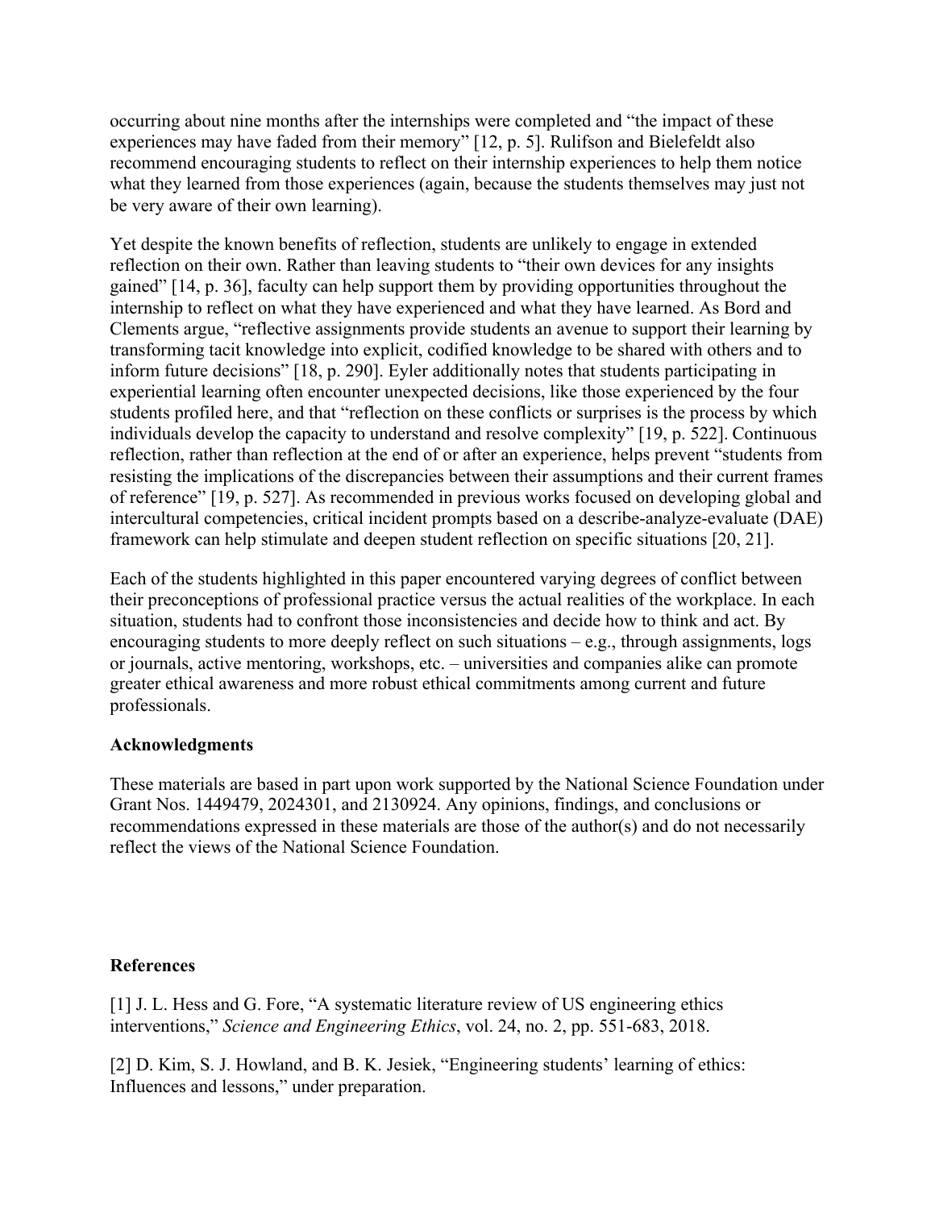occurring about nine months after the internships were completed and "the impact of these experiences may have faded from their memory" [12, p. 5]. Rulifson and Bielefeldt also recommend encouraging students to reflect on their internship experiences to help them notice what they learned from those experiences (again, because the students themselves may just not be very aware of their own learning).

Yet despite the known benefits of reflection, students are unlikely to engage in extended reflection on their own. Rather than leaving students to "their own devices for any insights gained" [14, p. 36], faculty can help support them by providing opportunities throughout the internship to reflect on what they have experienced and what they have learned. As Bord and Clements argue, "reflective assignments provide students an avenue to support their learning by transforming tacit knowledge into explicit, codified knowledge to be shared with others and to inform future decisions" [18, p. 290]. Eyler additionally notes that students participating in experiential learning often encounter unexpected decisions, like those experienced by the four students profiled here, and that "reflection on these conflicts or surprises is the process by which individuals develop the capacity to understand and resolve complexity" [19, p. 522]. Continuous reflection, rather than reflection at the end of or after an experience, helps prevent "students from resisting the implications of the discrepancies between their assumptions and their current frames of reference" [19, p. 527]. As recommended in previous works focused on developing global and intercultural competencies, critical incident prompts based on a describe-analyze-evaluate (DAE) framework can help stimulate and deepen student reflection on specific situations [20, 21].

Each of the students highlighted in this paper encountered varying degrees of conflict between their preconceptions of professional practice versus the actual realities of the workplace. In each situation, students had to confront those inconsistencies and decide how to think and act. By encouraging students to more deeply reflect on such situations – e.g., through assignments, logs or journals, active mentoring, workshops, etc. – universities and companies alike can promote greater ethical awareness and more robust ethical commitments among current and future professionals.

### Acknowledgments

These materials are based in part upon work supported by the National Science Foundation under Grant Nos. 1449479, 2024301, and 2130924. Any opinions, findings, and conclusions or recommendations expressed in these materials are those of the author(s) and do not necessarily reflect the views of the National Science Foundation.

### References

[1] J. L. Hess and G. Fore, "A systematic literature review of US engineering ethics interventions," *Science and Engineering Ethics*, vol. 24, no. 2, pp. 551-683, 2018.

[2] D. Kim, S. J. Howland, and B. K. Jesiek, "Engineering students' learning of ethics: Influences and lessons," under preparation.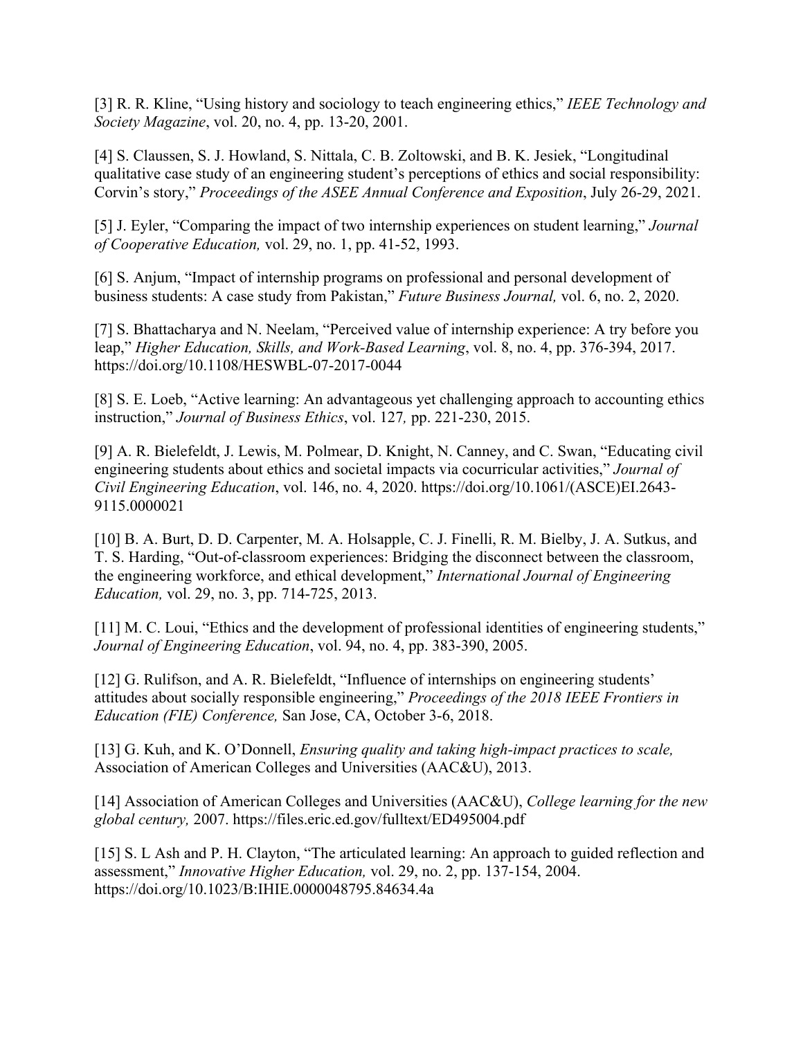[3] R. R. Kline, "Using history and sociology to teach engineering ethics," *IEEE Technology and Society Magazine*, vol. 20, no. 4, pp. 13-20, 2001.

[4] S. Claussen, S. J. Howland, S. Nittala, C. B. Zoltowski, and B. K. Jesiek, "Longitudinal qualitative case study of an engineering student's perceptions of ethics and social responsibility: Corvin's story," *Proceedings of the ASEE Annual Conference and Exposition*, July 26-29, 2021.

[5] J. Eyler, "Comparing the impact of two internship experiences on student learning," *Journal of Cooperative Education,* vol. 29, no. 1, pp. 41-52, 1993.

[6] S. Anjum, "Impact of internship programs on professional and personal development of business students: A case study from Pakistan," *Future Business Journal,* vol. 6, no. 2, 2020.

[7] S. Bhattacharya and N. Neelam, "Perceived value of internship experience: A try before you leap," *Higher Education, Skills, and Work-Based Learning*, vol. 8, no. 4, pp. 376-394, 2017. https://doi.org/10.1108/HESWBL-07-2017-0044

[8] S. E. Loeb, "Active learning: An advantageous yet challenging approach to accounting ethics instruction," *Journal of Business Ethics*, vol. 127*,* pp. 221-230, 2015.

[9] A. R. Bielefeldt, J. Lewis, M. Polmear, D. Knight, N. Canney, and C. Swan, "Educating civil engineering students about ethics and societal impacts via cocurricular activities," *Journal of Civil Engineering Education*, vol. 146, no. 4, 2020. https://doi.org/10.1061/(ASCE)EI.2643-9115.0000021

[10] B. A. Burt, D. D. Carpenter, M. A. Holsapple, C. J. Finelli, R. M. Bielby, J. A. Sutkus, and T. S. Harding, "Out-of-classroom experiences: Bridging the disconnect between the classroom, the engineering workforce, and ethical development," *International Journal of Engineering Education,* vol. 29, no. 3, pp. 714-725, 2013.

[11] M. C. Loui, "Ethics and the development of professional identities of engineering students," *Journal of Engineering Education*, vol. 94, no. 4, pp. 383-390, 2005.

[12] G. Rulifson, and A. R. Bielefeldt, "Influence of internships on engineering students' attitudes about socially responsible engineering," *Proceedings of the 2018 IEEE Frontiers in Education (FIE) Conference,* San Jose, CA, October 3-6, 2018.

[13] G. Kuh, and K. O'Donnell, *Ensuring quality and taking high-impact practices to scale,* Association of American Colleges and Universities (AAC&U), 2013.

[14] Association of American Colleges and Universities (AAC&U), *College learning for the new global century,* 2007. https://files.eric.ed.gov/fulltext/ED495004.pdf

[15] S. L Ash and P. H. Clayton, "The articulated learning: An approach to guided reflection and assessment," *Innovative Higher Education,* vol. 29, no. 2, pp. 137-154, 2004. https://doi.org/10.1023/B:IHIE.0000048795.84634.4a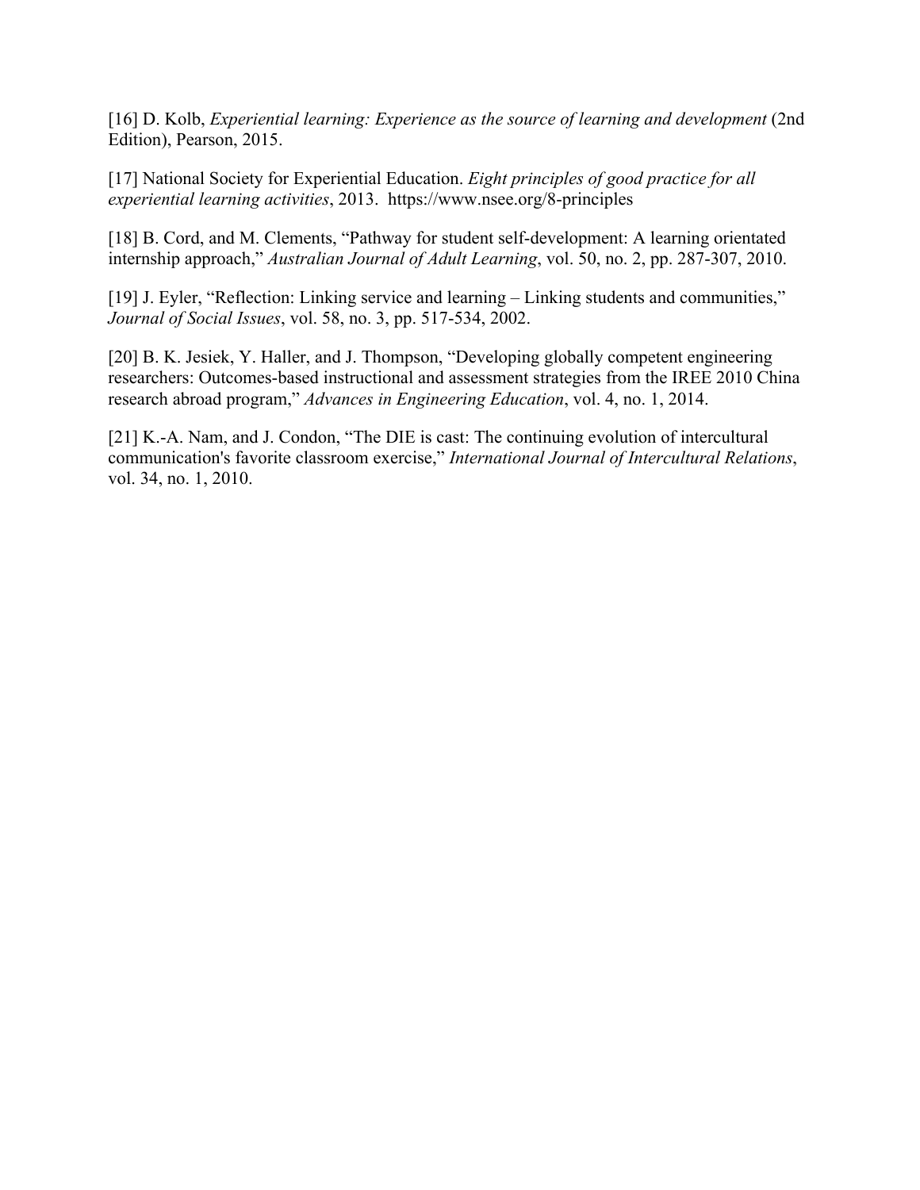[16] D. Kolb, *Experiential learning: Experience as the source of learning and development* (2nd Edition), Pearson, 2015.

[17] National Society for Experiential Education. *Eight principles of good practice for all experiential learning activities*, 2013. https://www.nsee.org/8-principles

[18] B. Cord, and M. Clements, "Pathway for student self-development: A learning orientated internship approach," *Australian Journal of Adult Learning*, vol. 50, no. 2, pp. 287-307, 2010.

[19] J. Eyler, "Reflection: Linking service and learning – Linking students and communities," *Journal of Social Issues*, vol. 58, no. 3, pp. 517-534, 2002.

[20] B. K. Jesiek, Y. Haller, and J. Thompson, "Developing globally competent engineering researchers: Outcomes-based instructional and assessment strategies from the IREE 2010 China research abroad program," *Advances in Engineering Education*, vol. 4, no. 1, 2014.

[21] K.-A. Nam, and J. Condon, "The DIE is cast: The continuing evolution of intercultural communication's favorite classroom exercise," *International Journal of Intercultural Relations*, vol. 34, no. 1, 2010.